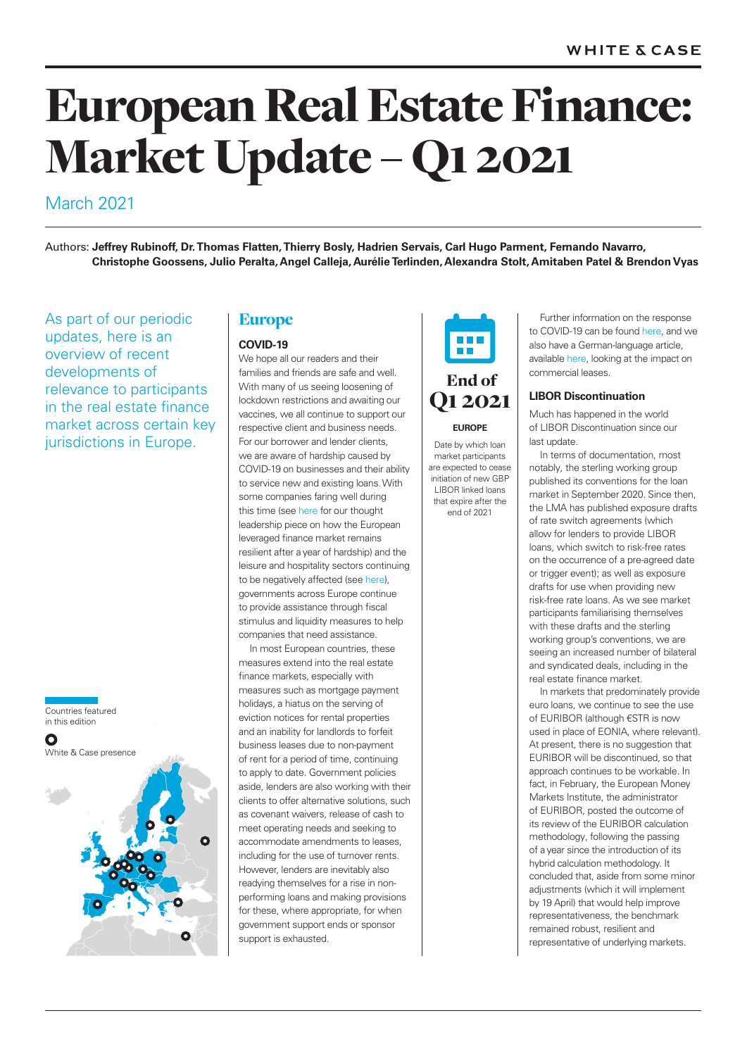# European Real Estate Finance: Market Update – Q1 2021

March 2021

Authors: **Jeffrey Rubinoff, Dr. Thomas Flatten, Thierry Bosly, Hadrien Servais, Carl Hugo Parment, Fernando Navarro, Christophe Goossens, Julio Peralta, Angel Calleja, Aurélie Terlinden, Alexandra Stolt, Amitaben Patel & Brendon Vyas**

As part of our periodic updates, here is an overview of recent developments of relevance to participants in the real estate finance market across certain key jurisdictions in Europe.

Countries featured in this edition

White & Case presence

## Europe

### COVID-19

We hope all our readers and their families and friends are safe and well. With many of us seeing loosening of lockdown restrictions and awaiting our vaccines, we all continue to support our respective client and business needs. For our borrower and lender clients, we are aware of hardship caused by COVID-19 on businesses and their ability to service new and existing loans. With some companies faring well during this time (see here for our thought leadership piece on how the European leveraged finance market remains resilient after a year of hardship) and the leisure and hospitality sectors continuing to be negatively affected (see here), governments across Europe continue to provide assistance through fiscal stimulus and liquidity measures to help companies that need assistance.

In most European countries, these measures extend into the real estate finance markets, especially with measures such as mortgage payment holidays, a hiatus on the serving of eviction notices for rental properties and an inability for landlords to forfeit business leases due to non-payment of rent for a period of time, continuing to apply to date. Government policies aside, lenders are also working with their clients to offer alternative solutions, such as covenant waivers, release of cash to meet operating needs and seeking to accommodate amendments to leases, including for the use of turnover rents. However, lenders are inevitably also readying themselves for a rise in non-performing loans and making provisions for these, where appropriate, for when government support ends or sponsor support is exhausted.

**End of Q1 2021**

**EUROPE**

Date by which loan market participants are expected to cease initiation of new GBP LIBOR linked loans that expire after the end of 2021

Further information on the response to COVID-19 can be found here, and we also have a German-language article, available here, looking at the impact on commercial leases.

### LIBOR Discontinuation

Much has happened in the world of LIBOR Discontinuation since our last update.

In terms of documentation, most notably, the sterling working group published its conventions for the loan market in September 2020. Since then, the LMA has published exposure drafts of rate switch agreements (which allow for lenders to provide LIBOR loans, which switch to risk-free rates on the occurrence of a pre-agreed date or trigger event); as well as exposure drafts for use when providing new risk-free rate loans. As we see market participants familiarising themselves with these drafts and the sterling working group's conventions, we are seeing an increased number of bilateral and syndicated deals, including in the real estate finance market.

In markets that predominately provide euro loans, we continue to see the use of EURIBOR (although €STR is now used in place of EONIA, where relevant). At present, there is no suggestion that EURIBOR will be discontinued, so that approach continues to be workable. In fact, in February, the European Money Markets Institute, the administrator of EURIBOR, posted the outcome of its review of the EURIBOR calculation methodology, following the passing of a year since the introduction of its hybrid calculation methodology. It concluded that, aside from some minor adjustments (which it will implement by 19 April) that would help improve representativeness, the benchmark remained robust, resilient and representative of underlying markets.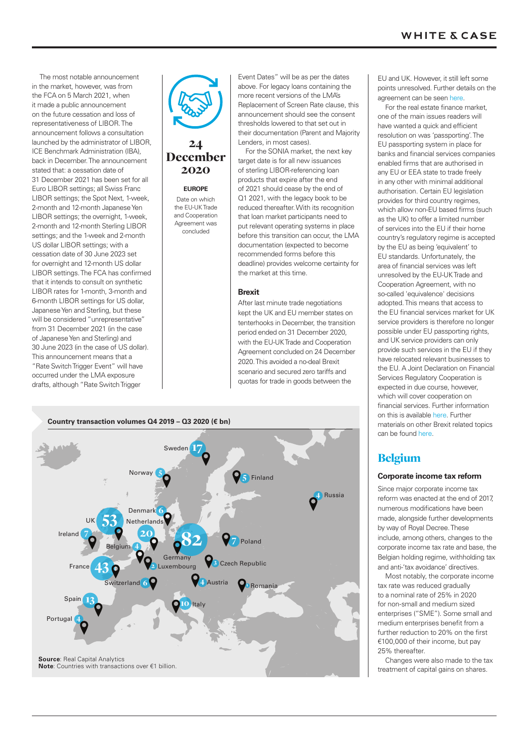The most notable announcement in the market, however, was from the FCA on 5 March 2021, when it made a public announcement on the future cessation and loss of representativeness of LIBOR. The announcement follows a consultation launched by the administrator of LIBOR, ICE Benchmark Administration (IBA), back in December. The announcement stated that: a cessation date of 31 December 2021 has been set for all Euro LIBOR settings; all Swiss Franc LIBOR settings; the Spot Next, 1-week, 2-month and 12-month Japanese Yen LIBOR settings; the overnight, 1-week, 2-month and 12-month Sterling LIBOR settings; and the 1-week and 2-month US dollar LIBOR settings; with a cessation date of 30 June 2023 set for overnight and 12-month US dollar LIBOR settings. The FCA has confirmed that it intends to consult on synthetic LIBOR rates for 1-month, 3-month and 6-month LIBOR settings for US dollar, Japanese Yen and Sterling, but these will be considered "unrepresentative" from 31 December 2021 (in the case of Japanese Yen and Sterling) and 30 June 2023 (in the case of US dollar). This announcement means that a "Rate Switch Trigger Event" will have occurred under the LMA exposure drafts, although "Rate Switch Trigger Event Dates" will be as per the dates above. For legacy loans containing the more recent versions of the LMA's Replacement of Screen Rate clause, this announcement should see the consent thresholds lowered to that set out in their documentation (Parent and Majority Lenders, in most cases).

For the SONIA market, the next key target date is for all new issuances of sterling LIBOR-referencing loan products that expire after the end of 2021 should cease by the end of Q1 2021, with the legacy book to be reduced thereafter. With its recognition that loan market participants need to put relevant operating systems in place before this transition can occur, the LMA documentation (expected to become recommended forms before this deadline) provides welcome certainty for the market at this time.

**24 December 2020**

**EUROPE**

Date on which the EU-UK Trade and Cooperation Agreement was concluded

### Brexit

After last minute trade negotiations kept the UK and EU member states on tenterhooks in December, the transition period ended on 31 December 2020, with the EU-UK Trade and Cooperation Agreement concluded on 24 December 2020. This avoided a no-deal Brexit scenario and secured zero tariffs and quotas for trade in goods between the EU and UK. However, it still left some points unresolved. Further details on the agreement can be seen here.

For the real estate finance market, one of the main issues readers will have wanted a quick and efficient resolution on was 'passporting'. The EU passporting system in place for banks and financial services companies enabled firms that are authorised in any EU or EEA state to trade freely in any other with minimal additional authorisation. Certain EU legislation provides for third country regimes, which allow non-EU based firms (such as the UK) to offer a limited number of services into the EU if their home country's regulatory regime is accepted by the EU as being 'equivalent' to EU standards. Unfortunately, the area of financial services was left unresolved by the EU-UK Trade and Cooperation Agreement, with no so-called 'equivalence' decisions adopted. This means that access to the EU financial services market for UK service providers is therefore no longer possible under EU passporting rights, and UK service providers can only provide such services in the EU if they have relocated relevant businesses to the EU. A Joint Declaration on Financial Services Regulatory Cooperation is expected in due course, however, which will cover cooperation on financial services. Further information on this is available here. Further materials on other Brexit related topics can be found here.

**Country transaction volumes Q4 2019 – Q3 2020 (€ bn)**

| Country | € bn |
|---|---|
| Germany | 82 |
| UK | 53 |
| France | 43 |
| Netherlands | 20 |
| Sweden | 17 |
| Spain | 13 |
| Italy | 10 |
| Ireland | 7 |
| Poland | 7 |
| Denmark | 6 |
| Switzerland | 6 |
| Norway | 5 |
| Finland | 5 |
| Russia | 4 |
| Belgium | 4 |
| Austria | 4 |
| Portugal | 4 |
| Czech Republic | 3 |
| Luxembourg | 2 |
| Romania | 1 |

**Source**: Real Capital Analytics
**Note**: Countries with transactions over €1 billion.

## Belgium

### Corporate income tax reform

Since major corporate income tax reform was enacted at the end of 2017, numerous modifications have been made, alongside further developments by way of Royal Decree. These include, among others, changes to the corporate income tax rate and base, the Belgian holding regime, withholding tax and anti-'tax avoidance' directives.

Most notably, the corporate income tax rate was reduced gradually to a nominal rate of 25% in 2020 for non-small and medium sized enterprises ("SME"). Some small and medium enterprises benefit from a further reduction to 20% on the first €100,000 of their income, but pay 25% thereafter.

Changes were also made to the tax treatment of capital gains on shares.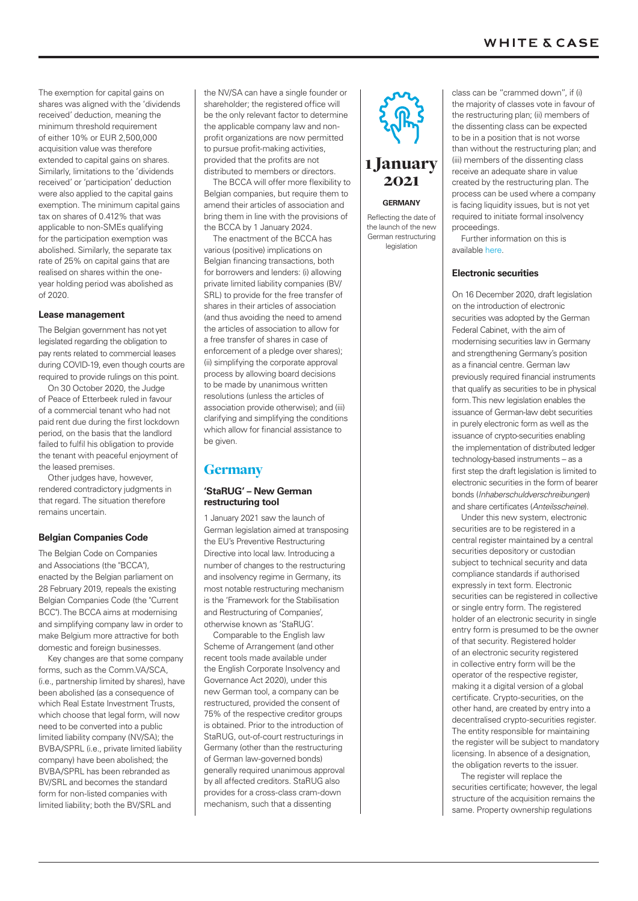The exemption for capital gains on shares was aligned with the 'dividends received' deduction, meaning the minimum threshold requirement of either 10% or EUR 2,500,000 acquisition value was therefore extended to capital gains on shares. Similarly, limitations to the 'dividends received' or 'participation' deduction were also applied to the capital gains exemption. The minimum capital gains tax on shares of 0.412% that was applicable to non-SMEs qualifying for the participation exemption was abolished. Similarly, the separate tax rate of 25% on capital gains that are realised on shares within the one-year holding period was abolished as of 2020.

#### Lease management

The Belgian government has not yet legislated regarding the obligation to pay rents related to commercial leases during COVID-19, even though courts are required to provide rulings on this point.

On 30 October 2020, the Judge of Peace of Etterbeek ruled in favour of a commercial tenant who had not paid rent due during the first lockdown period, on the basis that the landlord failed to fulfil his obligation to provide the tenant with peaceful enjoyment of the leased premises.

Other judges have, however, rendered contradictory judgments in that regard. The situation therefore remains uncertain.

#### Belgian Companies Code

The Belgian Code on Companies and Associations (the "BCCA"), enacted by the Belgian parliament on 28 February 2019, repeals the existing Belgian Companies Code (the "Current BCC"). The BCCA aims at modernising and simplifying company law in order to make Belgium more attractive for both domestic and foreign businesses.

Key changes are that some company forms, such as the Comm.VA/SCA, (i.e., partnership limited by shares), have been abolished (as a consequence of which Real Estate Investment Trusts, which choose that legal form, will now need to be converted into a public limited liability company (NV/SA); the BVBA/SPRL (i.e., private limited liability company) have been abolished; the BVBA/SPRL has been rebranded as BV/SRL and becomes the standard form for non-listed companies with limited liability; both the BV/SRL and the NV/SA can have a single founder or shareholder; the registered office will be the only relevant factor to determine the applicable company law and non-profit organizations are now permitted to pursue profit-making activities, provided that the profits are not distributed to members or directors.

The BCCA will offer more flexibility to Belgian companies, but require them to amend their articles of association and bring them in line with the provisions of the BCCA by 1 January 2024.

The enactment of the BCCA has various (positive) implications on Belgian financing transactions, both for borrowers and lenders: (i) allowing private limited liability companies (BV/SRL) to provide for the free transfer of shares in their articles of association (and thus avoiding the need to amend the articles of association to allow for a free transfer of shares in case of enforcement of a pledge over shares); (ii) simplifying the corporate approval process by allowing board decisions to be made by unanimous written resolutions (unless the articles of association provide otherwise); and (iii) clarifying and simplifying the conditions which allow for financial assistance to be given.

## Germany

#### 'StaRUG' – New German restructuring tool

1 January 2021 saw the launch of German legislation aimed at transposing the EU's Preventive Restructuring Directive into local law. Introducing a number of changes to the restructuring and insolvency regime in Germany, its most notable restructuring mechanism is the 'Framework for the Stabilisation and Restructuring of Companies', otherwise known as 'StaRUG'.

Comparable to the English law Scheme of Arrangement (and other recent tools made available under the English Corporate Insolvency and Governance Act 2020), under this new German tool, a company can be restructured, provided the consent of 75% of the respective creditor groups is obtained. Prior to the introduction of StaRUG, out-of-court restructurings in Germany (other than the restructuring of German law-governed bonds) generally required unanimous approval by all affected creditors. StaRUG also provides for a cross-class cram-down mechanism, such that a dissenting class can be "crammed down", if (i) the majority of classes vote in favour of the restructuring plan; (ii) members of the dissenting class can be expected to be in a position that is not worse than without the restructuring plan; and (iii) members of the dissenting class receive an adequate share in value created by the restructuring plan. The process can be used where a company is facing liquidity issues, but is not yet required to initiate formal insolvency proceedings.

Further information on this is available here.

**1 January 2021**

**GERMANY**

Reflecting the date of the launch of the new German restructuring legislation

#### Electronic securities

On 16 December 2020, draft legislation on the introduction of electronic securities was adopted by the German Federal Cabinet, with the aim of modernising securities law in Germany and strengthening Germany's position as a financial centre. German law previously required financial instruments that qualify as securities to be in physical form. This new legislation enables the issuance of German-law debt securities in purely electronic form as well as the issuance of crypto-securities enabling the implementation of distributed ledger technology-based instruments – as a first step the draft legislation is limited to electronic securities in the form of bearer bonds (*Inhaberschuldverschreibungen*) and share certificates (*Anteilsscheine*).

Under this new system, electronic securities are to be registered in a central register maintained by a central securities depository or custodian subject to technical security and data compliance standards if authorised expressly in text form. Electronic securities can be registered in collective or single entry form. The registered holder of an electronic security in single entry form is presumed to be the owner of that security. Registered holder of an electronic security registered in collective entry form will be the operator of the respective register, making it a digital version of a global certificate. Crypto-securities, on the other hand, are created by entry into a decentralised crypto-securities register. The entity responsible for maintaining the register will be subject to mandatory licensing. In absence of a designation, the obligation reverts to the issuer.

The register will replace the securities certificate; however, the legal structure of the acquisition remains the same. Property ownership regulations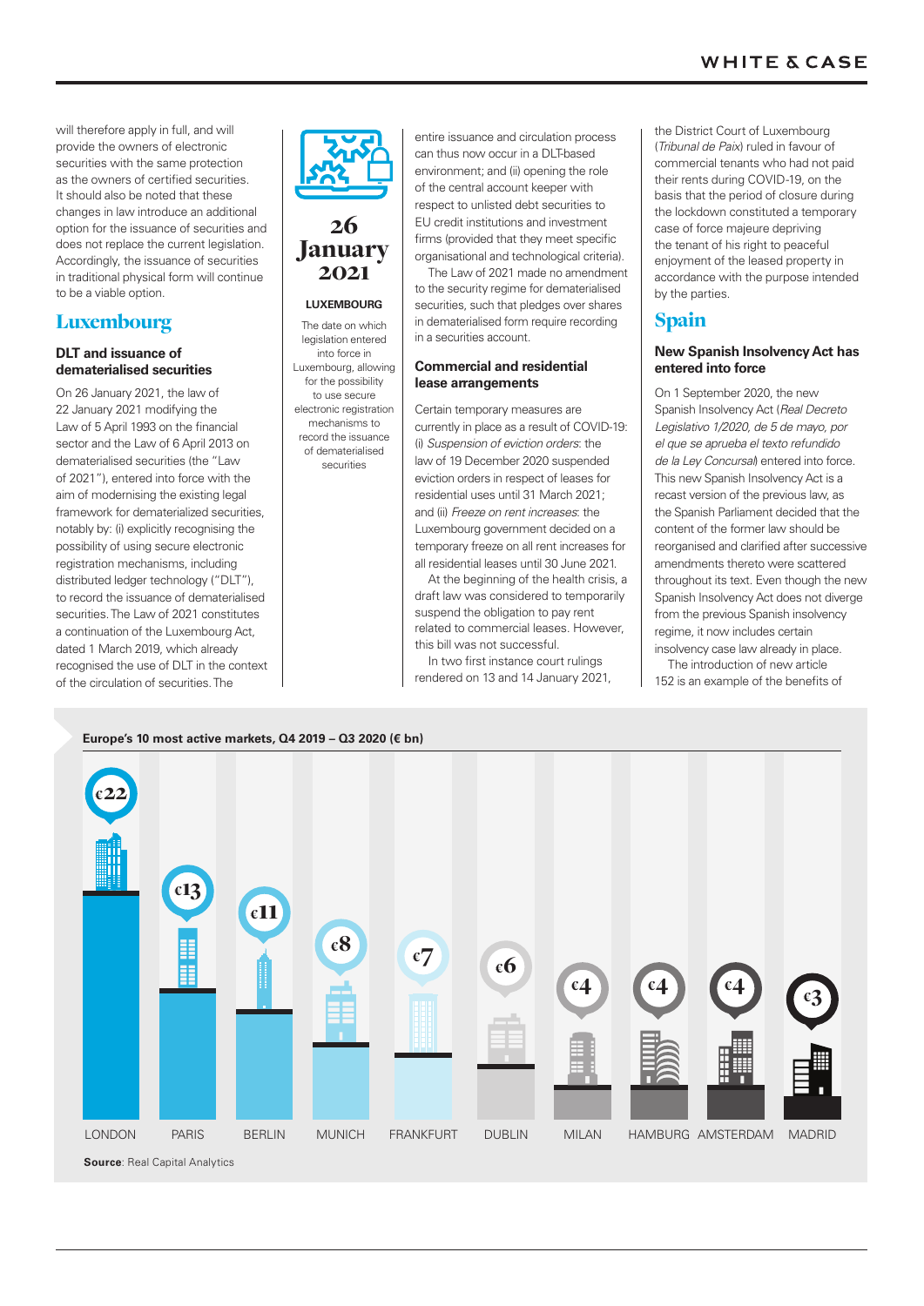will therefore apply in full, and will provide the owners of electronic securities with the same protection as the owners of certified securities. It should also be noted that these changes in law introduce an additional option for the issuance of securities and does not replace the current legislation. Accordingly, the issuance of securities in traditional physical form will continue to be a viable option.

## Luxembourg

### DLT and issuance of dematerialised securities

On 26 January 2021, the law of 22 January 2021 modifying the Law of 5 April 1993 on the financial sector and the Law of 6 April 2013 on dematerialised securities (the "Law of 2021"), entered into force with the aim of modernising the existing legal framework for dematerialized securities, notably by: (i) explicitly recognising the possibility of using secure electronic registration mechanisms, including distributed ledger technology ("DLT"), to record the issuance of dematerialised securities. The Law of 2021 constitutes a continuation of the Luxembourg Act, dated 1 March 2019, which already recognised the use of DLT in the context of the circulation of securities. The entire issuance and circulation process can thus now occur in a DLT-based environment; and (ii) opening the role of the central account keeper with respect to unlisted debt securities to EU credit institutions and investment firms (provided that they meet specific organisational and technological criteria).

The Law of 2021 made no amendment to the security regime for dematerialised securities, such that pledges over shares in dematerialised form require recording in a securities account.

**26 January 2021**

**LUXEMBOURG**

The date on which legislation entered into force in Luxembourg, allowing for the possibility to use secure electronic registration mechanisms to record the issuance of dematerialised securities

### Commercial and residential lease arrangements

Certain temporary measures are currently in place as a result of COVID-19: (i) *Suspension of eviction orders*: the law of 19 December 2020 suspended eviction orders in respect of leases for residential uses until 31 March 2021; and (ii) *Freeze on rent increases*: the Luxembourg government decided on a temporary freeze on all rent increases for all residential leases until 30 June 2021.

At the beginning of the health crisis, a draft law was considered to temporarily suspend the obligation to pay rent related to commercial leases. However, this bill was not successful.

In two first instance court rulings rendered on 13 and 14 January 2021, the District Court of Luxembourg (*Tribunal de Paix*) ruled in favour of commercial tenants who had not paid their rents during COVID-19, on the basis that the period of closure during the lockdown constituted a temporary case of force majeure depriving the tenant of his right to peaceful enjoyment of the leased property in accordance with the purpose intended by the parties.

## Spain

### New Spanish Insolvency Act has entered into force

On 1 September 2020, the new Spanish Insolvency Act (*Real Decreto Legislativo 1/2020, de 5 de mayo, por el que se aprueba el texto refundido de la Ley Concursal*) entered into force. This new Spanish Insolvency Act is a recast version of the previous law, as the Spanish Parliament decided that the content of the former law should be reorganised and clarified after successive amendments thereto were scattered throughout its text. Even though the new Spanish Insolvency Act does not diverge from the previous Spanish insolvency regime, it now includes certain insolvency case law already in place.

The introduction of new article 152 is an example of the benefits of

**Europe's 10 most active markets, Q4 2019 – Q3 2020 (€ bn)**

| Market | € bn |
|---|---|
| LONDON | €22 |
| PARIS | €13 |
| BERLIN | €11 |
| MUNICH | €8 |
| FRANKFURT | €7 |
| DUBLIN | €6 |
| MILAN | €4 |
| HAMBURG | €4 |
| AMSTERDAM | €4 |
| MADRID | €3 |

**Source**: Real Capital Analytics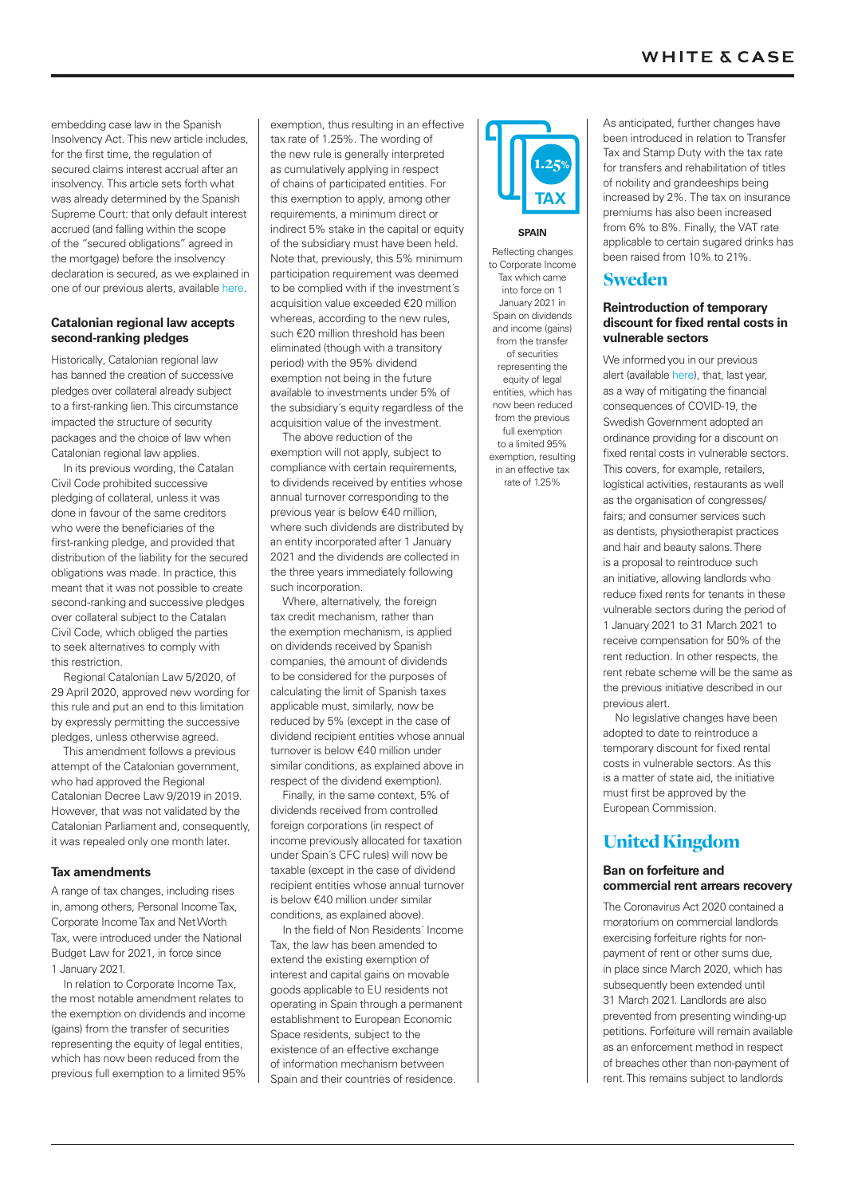embedding case law in the Spanish Insolvency Act. This new article includes, for the first time, the regulation of secured claims interest accrual after an insolvency. This article sets forth what was already determined by the Spanish Supreme Court: that only default interest accrued (and falling within the scope of the "secured obligations" agreed in the mortgage) before the insolvency declaration is secured, as we explained in one of our previous alerts, available here.

### Catalonian regional law accepts second-ranking pledges

Historically, Catalonian regional law has banned the creation of successive pledges over collateral already subject to a first-ranking lien. This circumstance impacted the structure of security packages and the choice of law when Catalonian regional law applies.

In its previous wording, the Catalan Civil Code prohibited successive pledging of collateral, unless it was done in favour of the same creditors who were the beneficiaries of the first-ranking pledge, and provided that distribution of the liability for the secured obligations was made. In practice, this meant that it was not possible to create second-ranking and successive pledges over collateral subject to the Catalan Civil Code, which obliged the parties to seek alternatives to comply with this restriction.

Regional Catalonian Law 5/2020, of 29 April 2020, approved new wording for this rule and put an end to this limitation by expressly permitting the successive pledges, unless otherwise agreed.

This amendment follows a previous attempt of the Catalonian government, who had approved the Regional Catalonian Decree Law 9/2019 in 2019. However, that was not validated by the Catalonian Parliament and, consequently, it was repealed only one month later.

### Tax amendments

A range of tax changes, including rises in, among others, Personal Income Tax, Corporate Income Tax and Net Worth Tax, were introduced under the National Budget Law for 2021, in force since 1 January 2021.

In relation to Corporate Income Tax, the most notable amendment relates to the exemption on dividends and income (gains) from the transfer of securities representing the equity of legal entities, which has now been reduced from the previous full exemption to a limited 95% exemption, thus resulting in an effective tax rate of 1.25%. The wording of the new rule is generally interpreted as cumulatively applying in respect of chains of participated entities. For this exemption to apply, among other requirements, a minimum direct or indirect 5% stake in the capital or equity of the subsidiary must have been held. Note that, previously, this 5% minimum participation requirement was deemed to be complied with if the investment´s acquisition value exceeded €20 million whereas, according to the new rules, such €20 million threshold has been eliminated (though with a transitory period) with the 95% dividend exemption not being in the future available to investments under 5% of the subsidiary´s equity regardless of the acquisition value of the investment.

The above reduction of the exemption will not apply, subject to compliance with certain requirements, to dividends received by entities whose annual turnover corresponding to the previous year is below €40 million, where such dividends are distributed by an entity incorporated after 1 January 2021 and the dividends are collected in the three years immediately following such incorporation.

Where, alternatively, the foreign tax credit mechanism, rather than the exemption mechanism, is applied on dividends received by Spanish companies, the amount of dividends to be considered for the purposes of calculating the limit of Spanish taxes applicable must, similarly, now be reduced by 5% (except in the case of dividend recipient entities whose annual turnover is below €40 million under similar conditions, as explained above in respect of the dividend exemption).

Finally, in the same context, 5% of dividends received from controlled foreign corporations (in respect of income previously allocated for taxation under Spain´s CFC rules) will now be taxable (except in the case of dividend recipient entities whose annual turnover is below €40 million under similar conditions, as explained above).

In the field of Non Residents´ Income Tax, the law has been amended to extend the existing exemption of interest and capital gains on movable goods applicable to EU residents not operating in Spain through a permanent establishment to European Economic Space residents, subject to the existence of an effective exchange of information mechanism between Spain and their countries of residence.

1.25% TAX

**SPAIN**

Reflecting changes to Corporate Income Tax which came into force on 1 January 2021 in Spain on dividends and income (gains) from the transfer of securities representing the equity of legal entities, which has now been reduced from the previous full exemption to a limited 95% exemption, resulting in an effective tax rate of 1.25%

As anticipated, further changes have been introduced in relation to Transfer Tax and Stamp Duty with the tax rate for transfers and rehabilitation of titles of nobility and grandeeships being increased by 2%. The tax on insurance premiums has also been increased from 6% to 8%. Finally, the VAT rate applicable to certain sugared drinks has been raised from 10% to 21%.

## Sweden

### Reintroduction of temporary discount for fixed rental costs in vulnerable sectors

We informed you in our previous alert (available here), that, last year, as a way of mitigating the financial consequences of COVID-19, the Swedish Government adopted an ordinance providing for a discount on fixed rental costs in vulnerable sectors. This covers, for example, retailers, logistical activities, restaurants as well as the organisation of congresses/fairs; and consumer services such as dentists, physiotherapist practices and hair and beauty salons. There is a proposal to reintroduce such an initiative, allowing landlords who reduce fixed rents for tenants in these vulnerable sectors during the period of 1 January 2021 to 31 March 2021 to receive compensation for 50% of the rent reduction. In other respects, the rent rebate scheme will be the same as the previous initiative described in our previous alert.

No legislative changes have been adopted to date to reintroduce a temporary discount for fixed rental costs in vulnerable sectors. As this is a matter of state aid, the initiative must first be approved by the European Commission.

## United Kingdom

### Ban on forfeiture and commercial rent arrears recovery

The Coronavirus Act 2020 contained a moratorium on commercial landlords exercising forfeiture rights for non-payment of rent or other sums due, in place since March 2020, which has subsequently been extended until 31 March 2021. Landlords are also prevented from presenting winding-up petitions. Forfeiture will remain available as an enforcement method in respect of breaches other than non-payment of rent. This remains subject to landlords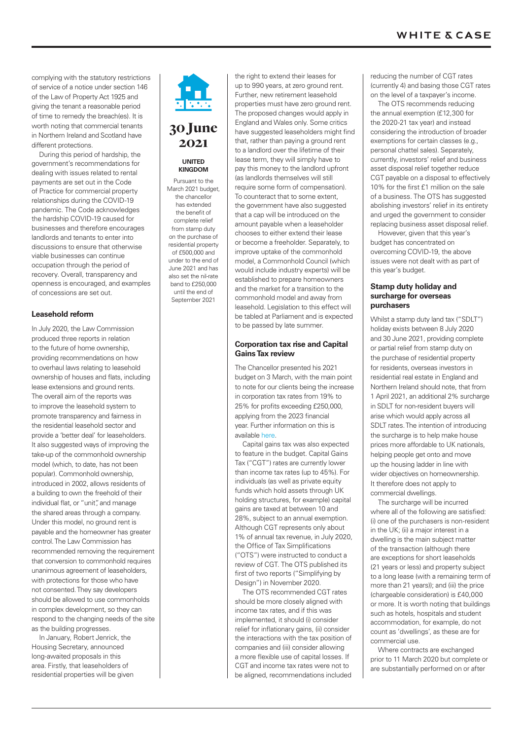complying with the statutory restrictions of service of a notice under section 146 of the Law of Property Act 1925 and giving the tenant a reasonable period of time to remedy the breach(es). It is worth noting that commercial tenants in Northern Ireland and Scotland have different protections.

During this period of hardship, the government's recommendations for dealing with issues related to rental payments are set out in the Code of Practice for commercial property relationships during the COVID-19 pandemic. The Code acknowledges the hardship COVID-19 caused for businesses and therefore encourages landlords and tenants to enter into discussions to ensure that otherwise viable businesses can continue occupation through the period of recovery. Overall, transparency and openness is encouraged, and examples of concessions are set out.

### Leasehold reform

In July 2020, the Law Commission produced three reports in relation to the future of home ownership, providing recommendations on how to overhaul laws relating to leasehold ownership of houses and flats, including lease extensions and ground rents. The overall aim of the reports was to improve the leasehold system to promote transparency and fairness in the residential leasehold sector and provide a 'better deal' for leaseholders. It also suggested ways of improving the take-up of the commonhold ownership model (which, to date, has not been popular). Commonhold ownership, introduced in 2002, allows residents of a building to own the freehold of their individual flat, or "unit", and manage the shared areas through a company. Under this model, no ground rent is payable and the homeowner has greater control. The Law Commission has recommended removing the requirement that conversion to commonhold requires unanimous agreement of leaseholders, with protections for those who have not consented. They say developers should be allowed to use commonholds in complex development, so they can respond to the changing needs of the site as the building progresses.

In January, Robert Jenrick, the Housing Secretary, announced long-awaited proposals in this area. Firstly, that leaseholders of residential properties will be given the right to extend their leases for up to 990 years, at zero ground rent. Further, new retirement leasehold properties must have zero ground rent. The proposed changes would apply in England and Wales only. Some critics have suggested leaseholders might find that, rather than paying a ground rent to a landlord over the lifetime of their lease term, they will simply have to pay this money to the landlord upfront (as landlords themselves will still require some form of compensation). To counteract that to some extent, the government have also suggested that a cap will be introduced on the amount payable when a leaseholder chooses to either extend their lease or become a freeholder. Separately, to improve uptake of the commonhold model, a Commonhold Council (which would include industry experts) will be established to prepare homeowners and the market for a transition to the commonhold model and away from leasehold. Legislation to this effect will be tabled at Parliament and is expected to be passed by late summer.

**30 June 2021**

**UNITED KINGDOM**

Pursuant to the March 2021 budget, the chancellor has extended the benefit of complete relief from stamp duty on the purchase of residential property of £500,000 and under to the end of June 2021 and has also set the nil-rate band to £250,000 until the end of September 2021

### Corporation tax rise and Capital Gains Tax review

The Chancellor presented his 2021 budget on 3 March, with the main point to note for our clients being the increase in corporation tax rates from 19% to 25% for profits exceeding £250,000, applying from the 2023 financial year. Further information on this is available here.

Capital gains tax was also expected to feature in the budget. Capital Gains Tax ("CGT") rates are currently lower than income tax rates (up to 45%). For individuals (as well as private equity funds which hold assets through UK holding structures, for example) capital gains are taxed at between 10 and 28%, subject to an annual exemption. Although CGT represents only about 1% of annual tax revenue, in July 2020, the Office of Tax Simplifications ("OTS") were instructed to conduct a review of CGT. The OTS published its first of two reports ("Simplifying by Design") in November 2020.

The OTS recommended CGT rates should be more closely aligned with income tax rates, and if this was implemented, it should (i) consider relief for inflationary gains, (ii) consider the interactions with the tax position of companies and (iii) consider allowing a more flexible use of capital losses. If CGT and income tax rates were not to be aligned, recommendations included reducing the number of CGT rates (currently 4) and basing those CGT rates on the level of a taxpayer's income.

The OTS recommends reducing the annual exemption (£12,300 for the 2020-21 tax year) and instead considering the introduction of broader exemptions for certain classes (e.g., personal chattel sales). Separately, currently, investors' relief and business asset disposal relief together reduce CGT payable on a disposal to effectively 10% for the first £1 million on the sale of a business. The OTS has suggested abolishing investors' relief in its entirety and urged the government to consider replacing business asset disposal relief.

However, given that this year's budget has concentrated on overcoming COVID-19, the above issues were not dealt with as part of this year's budget.

### Stamp duty holiday and surcharge for overseas purchasers

Whilst a stamp duty land tax ("SDLT") holiday exists between 8 July 2020 and 30 June 2021, providing complete or partial relief from stamp duty on the purchase of residential property for residents, overseas investors in residential real estate in England and Northern Ireland should note, that from 1 April 2021, an additional 2% surcharge in SDLT for non-resident buyers will arise which would apply across all SDLT rates. The intention of introducing the surcharge is to help make house prices more affordable to UK nationals, helping people get onto and move up the housing ladder in line with wider objectives on homeownership. It therefore does not apply to commercial dwellings.

The surcharge will be incurred where all of the following are satisfied: (i) one of the purchasers is non-resident in the UK; (ii) a major interest in a dwelling is the main subject matter of the transaction (although there are exceptions for short leaseholds (21 years or less) and property subject to a long lease (with a remaining term of more than 21 years)); and (iii) the price (chargeable consideration) is £40,000 or more. It is worth noting that buildings such as hotels, hospitals and student accommodation, for example, do not count as 'dwellings', as these are for commercial use.

Where contracts are exchanged prior to 11 March 2020 but complete or are substantially performed on or after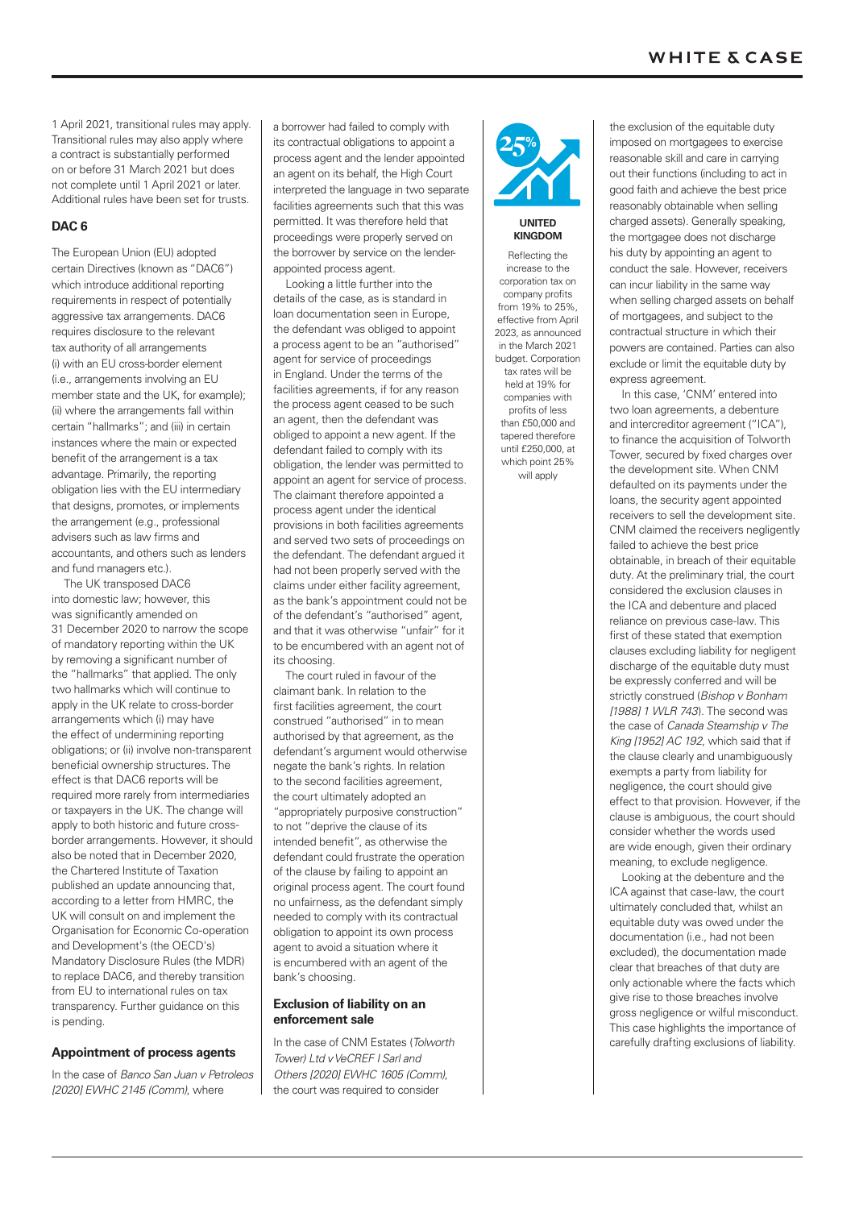1 April 2021, transitional rules may apply. Transitional rules may also apply where a contract is substantially performed on or before 31 March 2021 but does not complete until 1 April 2021 or later. Additional rules have been set for trusts.

### DAC 6

The European Union (EU) adopted certain Directives (known as "DAC6") which introduce additional reporting requirements in respect of potentially aggressive tax arrangements. DAC6 requires disclosure to the relevant tax authority of all arrangements (i) with an EU cross-border element (i.e., arrangements involving an EU member state and the UK, for example); (ii) where the arrangements fall within certain "hallmarks"; and (iii) in certain instances where the main or expected benefit of the arrangement is a tax advantage. Primarily, the reporting obligation lies with the EU intermediary that designs, promotes, or implements the arrangement (e.g., professional advisers such as law firms and accountants, and others such as lenders and fund managers etc.).

The UK transposed DAC6 into domestic law; however, this was significantly amended on 31 December 2020 to narrow the scope of mandatory reporting within the UK by removing a significant number of the "hallmarks" that applied. The only two hallmarks which will continue to apply in the UK relate to cross-border arrangements which (i) may have the effect of undermining reporting obligations; or (ii) involve non-transparent beneficial ownership structures. The effect is that DAC6 reports will be required more rarely from intermediaries or taxpayers in the UK. The change will apply to both historic and future cross-border arrangements. However, it should also be noted that in December 2020, the Chartered Institute of Taxation published an update announcing that, according to a letter from HMRC, the UK will consult on and implement the Organisation for Economic Co-operation and Development's (the OECD's) Mandatory Disclosure Rules (the MDR) to replace DAC6, and thereby transition from EU to international rules on tax transparency. Further guidance on this is pending.

### Appointment of process agents

In the case of *Banco San Juan v Petroleos [2020] EWHC 2145 (Comm)*, where a borrower had failed to comply with its contractual obligations to appoint a process agent and the lender appointed an agent on its behalf, the High Court interpreted the language in two separate facilities agreements such that this was permitted. It was therefore held that proceedings were properly served on the borrower by service on the lender-appointed process agent.

Looking a little further into the details of the case, as is standard in loan documentation seen in Europe, the defendant was obliged to appoint a process agent to be an "authorised" agent for service of proceedings in England. Under the terms of the facilities agreements, if for any reason the process agent ceased to be such an agent, then the defendant was obliged to appoint a new agent. If the defendant failed to comply with its obligation, the lender was permitted to appoint an agent for service of process. The claimant therefore appointed a process agent under the identical provisions in both facilities agreements and served two sets of proceedings on the defendant. The defendant argued it had not been properly served with the claims under either facility agreement, as the bank's appointment could not be of the defendant's "authorised" agent, and that it was otherwise "unfair" for it to be encumbered with an agent not of its choosing.

The court ruled in favour of the claimant bank. In relation to the first facilities agreement, the court construed "authorised" in to mean authorised by that agreement, as the defendant's argument would otherwise negate the bank's rights. In relation to the second facilities agreement, the court ultimately adopted an "appropriately purposive construction" to not "deprive the clause of its intended benefit", as otherwise the defendant could frustrate the operation of the clause by failing to appoint an original process agent. The court found no unfairness, as the defendant simply needed to comply with its contractual obligation to appoint its own process agent to avoid a situation where it is encumbered with an agent of the bank's choosing.

### Exclusion of liability on an enforcement sale

In the case of CNM Estates (*Tolworth Tower) Ltd v VeCREF I Sarl and Others [2020] EWHC 1605 (Comm)*, the court was required to consider the exclusion of the equitable duty imposed on mortgagees to exercise reasonable skill and care in carrying out their functions (including to act in good faith and achieve the best price reasonably obtainable when selling charged assets). Generally speaking, the mortgagee does not discharge his duty by appointing an agent to conduct the sale. However, receivers can incur liability in the same way when selling charged assets on behalf of mortgagees, and subject to the contractual structure in which their powers are contained. Parties can also exclude or limit the equitable duty by express agreement.

In this case, 'CNM' entered into two loan agreements, a debenture and intercreditor agreement ("ICA"), to finance the acquisition of Tolworth Tower, secured by fixed charges over the development site. When CNM defaulted on its payments under the loans, the security agent appointed receivers to sell the development site. CNM claimed the receivers negligently failed to achieve the best price obtainable, in breach of their equitable duty. At the preliminary trial, the court considered the exclusion clauses in the ICA and debenture and placed reliance on previous case-law. This first of these stated that exemption clauses excluding liability for negligent discharge of the equitable duty must be expressly conferred and will be strictly construed (*Bishop v Bonham [1988] 1 WLR 743*). The second was the case of *Canada Steamship v The King [1952] AC 192*, which said that if the clause clearly and unambiguously exempts a party from liability for negligence, the court should give effect to that provision. However, if the clause is ambiguous, the court should consider whether the words used are wide enough, given their ordinary meaning, to exclude negligence.

Looking at the debenture and the ICA against that case-law, the court ultimately concluded that, whilst an equitable duty was owed under the documentation (i.e., had not been excluded), the documentation made clear that breaches of that duty are only actionable where the facts which give rise to those breaches involve gross negligence or wilful misconduct. This case highlights the importance of carefully drafting exclusions of liability.

**25%**

**UNITED KINGDOM**

Reflecting the increase to the corporation tax on company profits from 19% to 25%, effective from April 2023, as announced in the March 2021 budget. Corporation tax rates will be held at 19% for companies with profits of less than £50,000 and tapered therefore until £250,000, at which point 25% will apply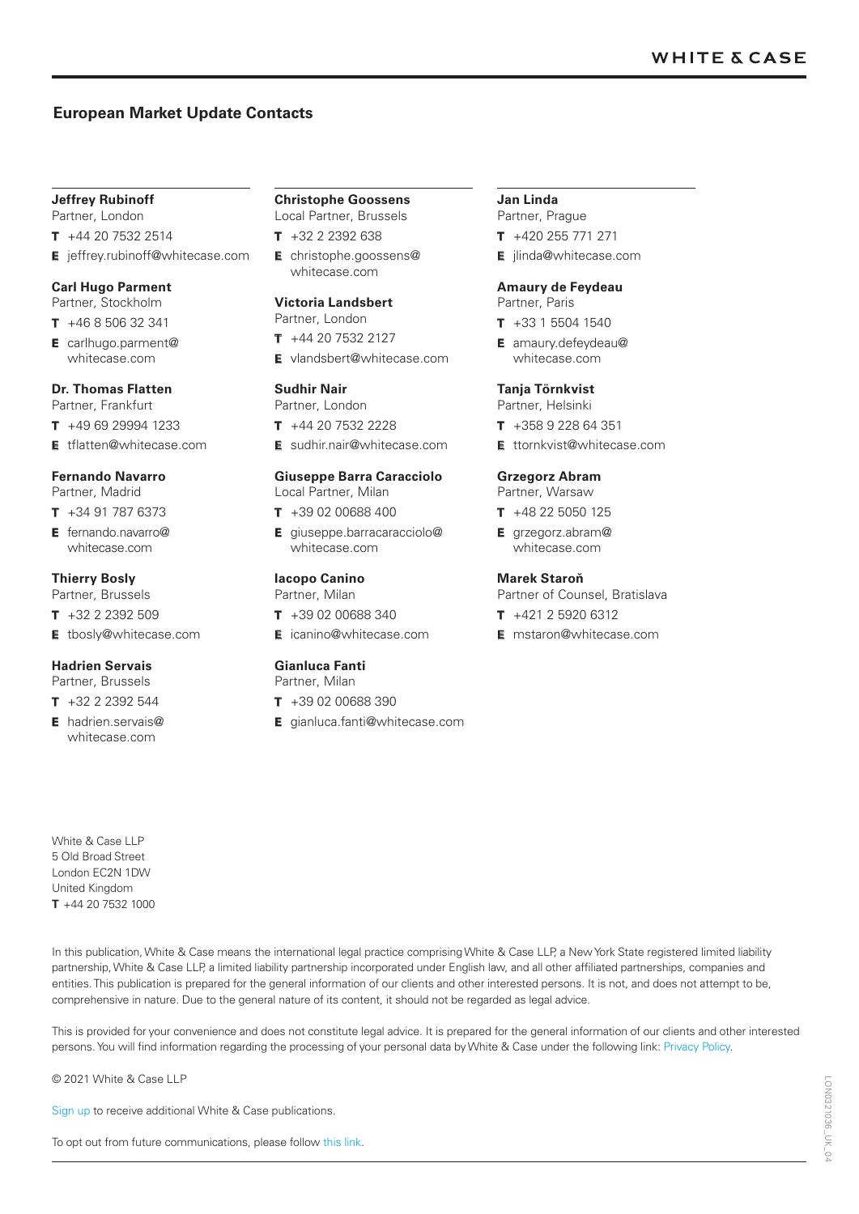## European Market Update Contacts

**Jeffrey Rubinoff**
Partner, London
**T** +44 20 7532 2514
**E** jeffrey.rubinoff@whitecase.com

**Carl Hugo Parment**
Partner, Stockholm
**T** +46 8 506 32 341
**E** carlhugo.parment@whitecase.com

**Dr. Thomas Flatten**
Partner, Frankfurt
**T** +49 69 29994 1233
**E** tflatten@whitecase.com

**Fernando Navarro**
Partner, Madrid
**T** +34 91 787 6373
**E** fernando.navarro@whitecase.com

**Thierry Bosly**
Partner, Brussels
**T** +32 2 2392 509
**E** tbosly@whitecase.com

**Hadrien Servais**
Partner, Brussels
**T** +32 2 2392 544
**E** hadrien.servais@whitecase.com

**Christophe Goossens**
Local Partner, Brussels
**T** +32 2 2392 638
**E** christophe.goossens@whitecase.com

**Victoria Landsbert**
Partner, London
**T** +44 20 7532 2127
**E** vlandsbert@whitecase.com

**Sudhir Nair**
Partner, London
**T** +44 20 7532 2228
**E** sudhir.nair@whitecase.com

**Giuseppe Barra Caracciolo**
Local Partner, Milan
**T** +39 02 00688 400
**E** giuseppe.barracaracciolo@whitecase.com

**Iacopo Canino**
Partner, Milan
**T** +39 02 00688 340
**E** icanino@whitecase.com

**Gianluca Fanti**
Partner, Milan
**T** +39 02 00688 390
**E** gianluca.fanti@whitecase.com

**Jan Linda**
Partner, Prague
**T** +420 255 771 271
**E** jlinda@whitecase.com

**Amaury de Feydeau**
Partner, Paris
**T** +33 1 5504 1540
**E** amaury.defeydeau@whitecase.com

**Tanja Törnkvist**
Partner, Helsinki
**T** +358 9 228 64 351
**E** ttornkvist@whitecase.com

**Grzegorz Abram**
Partner, Warsaw
**T** +48 22 5050 125
**E** grzegorz.abram@whitecase.com

**Marek Staroň**
Partner of Counsel, Bratislava
**T** +421 2 5920 6312
**E** mstaron@whitecase.com

White & Case LLP
5 Old Broad Street
London EC2N 1DW
United Kingdom
**T** +44 20 7532 1000

In this publication, White & Case means the international legal practice comprising White & Case LLP, a New York State registered limited liability partnership, White & Case LLP, a limited liability partnership incorporated under English law, and all other affiliated partnerships, companies and entities. This publication is prepared for the general information of our clients and other interested persons. It is not, and does not attempt to be, comprehensive in nature. Due to the general nature of its content, it should not be regarded as legal advice.

This is provided for your convenience and does not constitute legal advice. It is prepared for the general information of our clients and other interested persons. You will find information regarding the processing of your personal data by White & Case under the following link: Privacy Policy.

© 2021 White & Case LLP

Sign up to receive additional White & Case publications.

To opt out from future communications, please follow this link.

LON0321036_UK_04